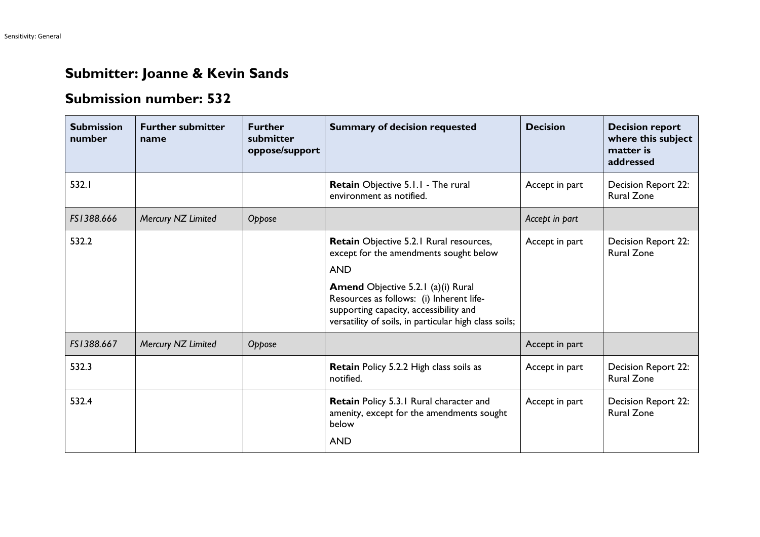## Submitter: Joanne & Kevin Sands

## Submission number: 532

| Submission number | Further submitter name | Further submitter oppose/support | Summary of decision requested | Decision | Decision report where this subject matter is addressed |
|---|---|---|---|---|---|
| 532.1 | | | **Retain** Objective 5.1.1 - The rural environment as notified. | Accept in part | Decision Report 22: Rural Zone |
| *FS1388.666* | *Mercury NZ Limited* | *Oppose* | | *Accept in part* | |
| 532.2 | | | **Retain** Objective 5.2.1 Rural resources, except for the amendments sought below<br><br>AND<br><br>**Amend** Objective 5.2.1 (a)(i) Rural Resources as follows: (i) Inherent life-supporting capacity, accessibility and versatility of soils, in particular high class soils; | Accept in part | Decision Report 22: Rural Zone |
| *FS1388.667* | *Mercury NZ Limited* | *Oppose* | | Accept in part | |
| 532.3 | | | **Retain** Policy 5.2.2 High class soils as notified. | Accept in part | Decision Report 22: Rural Zone |
| 532.4 | | | **Retain** Policy 5.3.1 Rural character and amenity, except for the amendments sought below<br><br>AND | Accept in part | Decision Report 22: Rural Zone |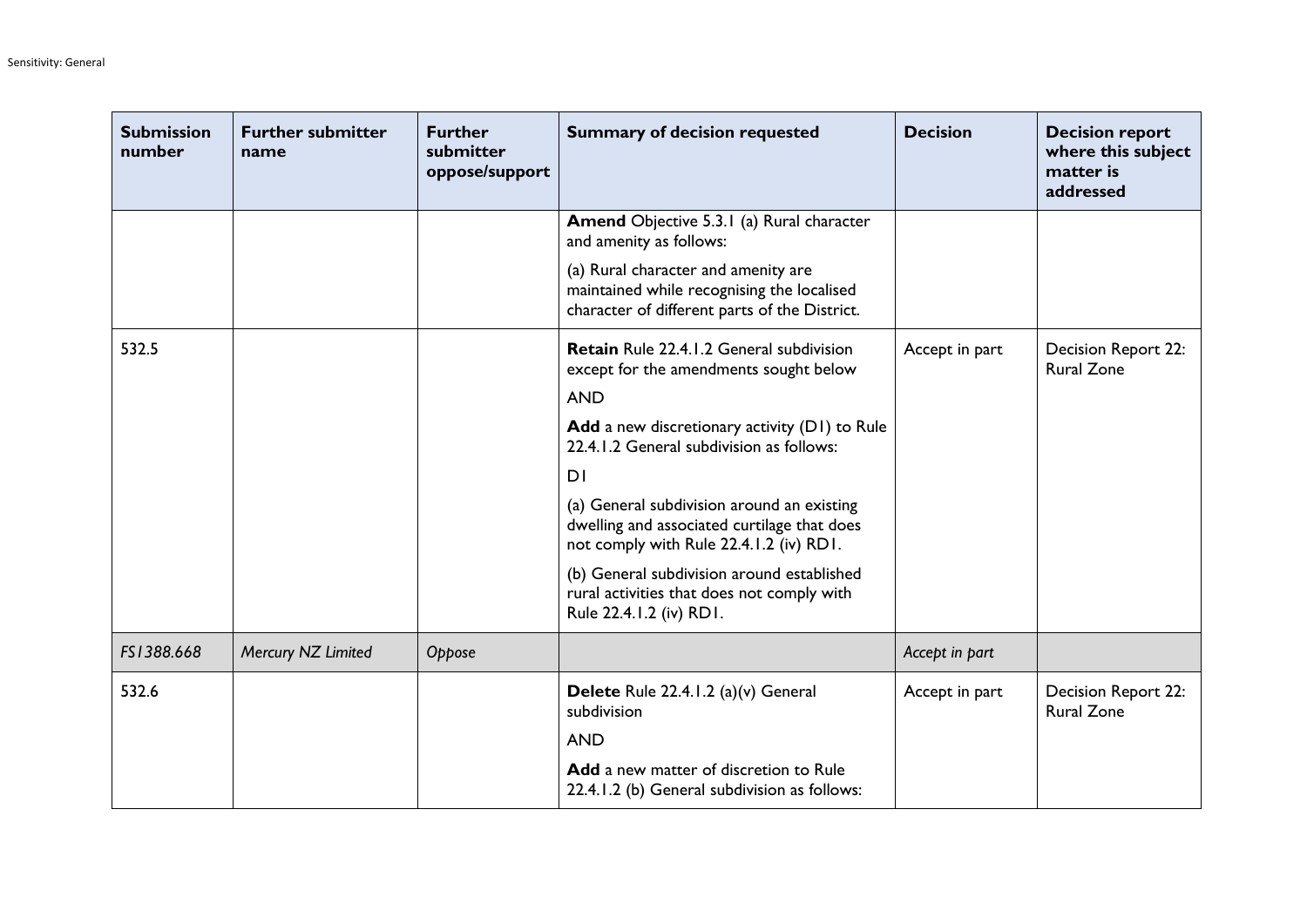| Submission number | Further submitter name | Further submitter oppose/support | Summary of decision requested | Decision | Decision report where this subject matter is addressed |
|---|---|---|---|---|---|
| | | | **Amend** Objective 5.3.1 (a) Rural character and amenity as follows:<br><br>(a) Rural character and amenity are maintained while recognising the localised character of different parts of the District. | | |
| 532.5 | | | **Retain** Rule 22.4.1.2 General subdivision except for the amendments sought below<br><br>AND<br><br>**Add** a new discretionary activity (D1) to Rule 22.4.1.2 General subdivision as follows:<br><br>D1<br><br>(a) General subdivision around an existing dwelling and associated curtilage that does not comply with Rule 22.4.1.2 (iv) RD1.<br><br>(b) General subdivision around established rural activities that does not comply with Rule 22.4.1.2 (iv) RD1. | Accept in part | Decision Report 22: Rural Zone |
| *FS1388.668* | *Mercury NZ Limited* | *Oppose* | | *Accept in part* | |
| 532.6 | | | **Delete** Rule 22.4.1.2 (a)(v) General subdivision<br><br>AND<br><br>**Add** a new matter of discretion to Rule 22.4.1.2 (b) General subdivision as follows: | Accept in part | Decision Report 22: Rural Zone |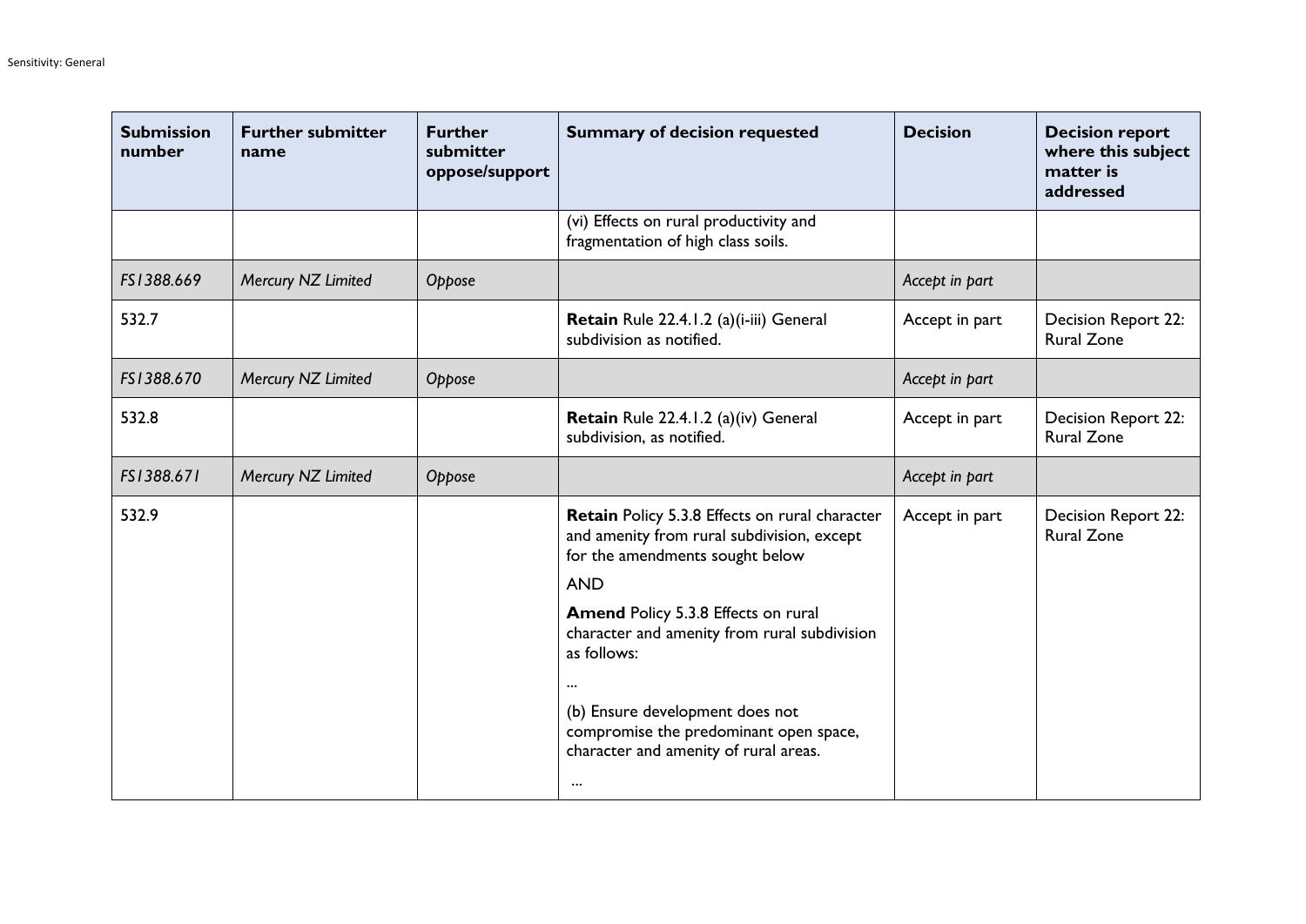| Submission number | Further submitter name | Further submitter oppose/support | Summary of decision requested | Decision | Decision report where this subject matter is addressed |
|---|---|---|---|---|---|
| | | | (vi) Effects on rural productivity and fragmentation of high class soils. | | |
| *FS1388.669* | *Mercury NZ Limited* | *Oppose* | | *Accept in part* | |
| 532.7 | | | **Retain** Rule 22.4.1.2 (a)(i-iii) General subdivision as notified. | Accept in part | Decision Report 22: Rural Zone |
| *FS1388.670* | *Mercury NZ Limited* | *Oppose* | | *Accept in part* | |
| 532.8 | | | **Retain** Rule 22.4.1.2 (a)(iv) General subdivision, as notified. | Accept in part | Decision Report 22: Rural Zone |
| *FS1388.671* | *Mercury NZ Limited* | *Oppose* | | *Accept in part* | |
| 532.9 | | | **Retain** Policy 5.3.8 Effects on rural character and amenity from rural subdivision, except for the amendments sought below<br><br>AND<br><br>**Amend** Policy 5.3.8 Effects on rural character and amenity from rural subdivision as follows:<br><br>...<br><br>(b) Ensure development does not compromise the predominant open space, character and amenity of rural areas.<br><br>... | Accept in part | Decision Report 22: Rural Zone |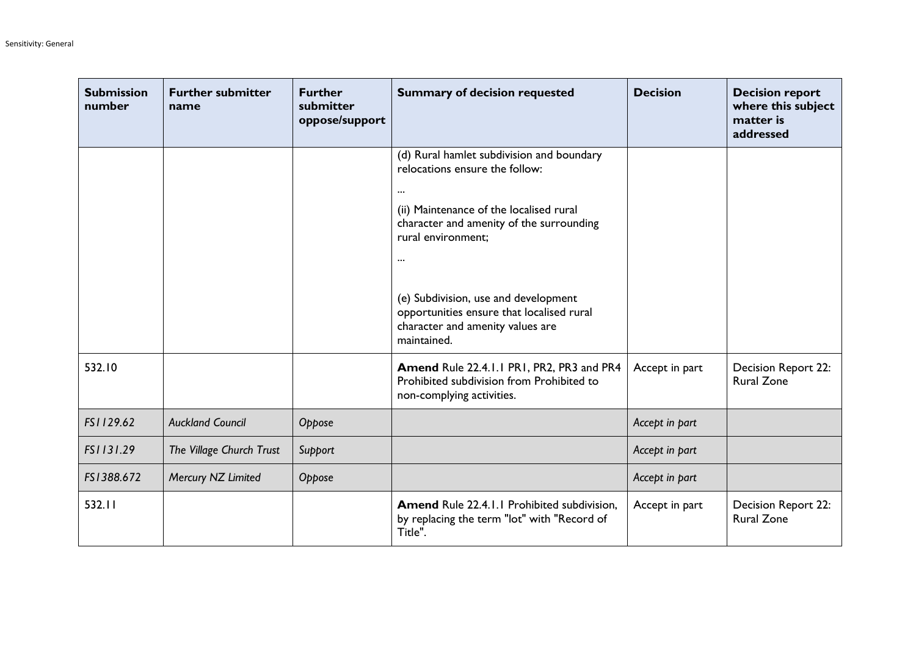| Submission number | Further submitter name | Further submitter oppose/support | Summary of decision requested | Decision | Decision report where this subject matter is addressed |
| --- | --- | --- | --- | --- | --- |
| | | | (d) Rural hamlet subdivision and boundary relocations ensure the follow:<br><br>...<br><br>(ii) Maintenance of the localised rural character and amenity of the surrounding rural environment;<br><br>...<br><br>(e) Subdivision, use and development opportunities ensure that localised rural character and amenity values are maintained. | | |
| 532.10 | | | **Amend** Rule 22.4.1.1 PR1, PR2, PR3 and PR4 Prohibited subdivision from Prohibited to non-complying activities. | Accept in part | Decision Report 22: Rural Zone |
| *FS1129.62* | *Auckland Council* | *Oppose* | | *Accept in part* | |
| *FS1131.29* | *The Village Church Trust* | *Support* | | *Accept in part* | |
| *FS1388.672* | *Mercury NZ Limited* | *Oppose* | | *Accept in part* | |
| 532.11 | | | **Amend** Rule 22.4.1.1 Prohibited subdivision, by replacing the term "lot" with "Record of Title". | Accept in part | Decision Report 22: Rural Zone |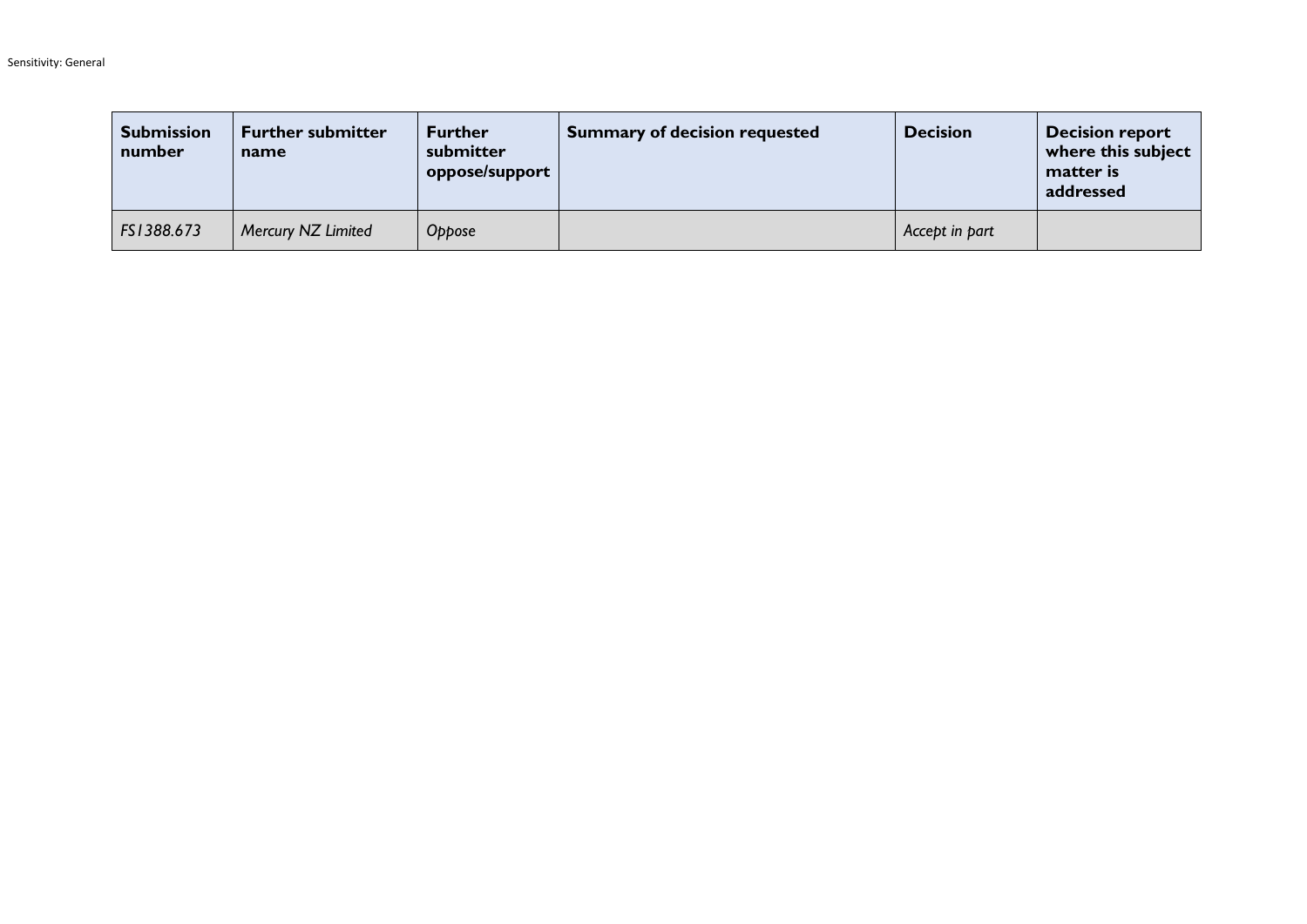| Submission number | Further submitter name | Further submitter oppose/support | Summary of decision requested | Decision | Decision report where this subject matter is addressed |
|---|---|---|---|---|---|
| *FS1388.673* | *Mercury NZ Limited* | *Oppose* | | *Accept in part* | |